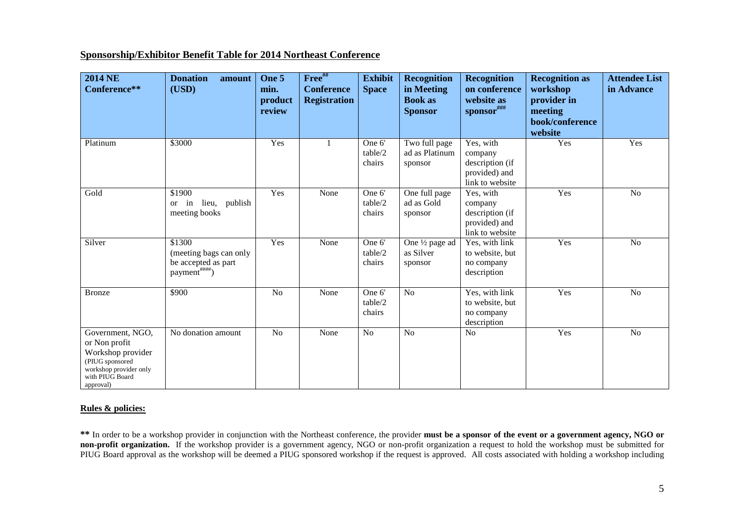## Sponsorship/Exhibitor Benefit Table for 2014 Northeast Conference

| 2014 NE Conference** | Donation amount (USD) | One 5 min. product review | Free[##] Conference Registration | Exhibit Space | Recognition in Meeting Book as Sponsor | Recognition on conference website as sponsor[###] | Recognition as workshop provider in meeting book/conference website | Attendee List in Advance |
|---|---|---|---|---|---|---|---|---|
| Platinum | $3000 | Yes | 1 | One 6' table/2 chairs | Two full page ad as Platinum sponsor | Yes, with company description (if provided) and link to website | Yes | Yes |
| Gold | $1900 or in lieu, publish meeting books | Yes | None | One 6' table/2 chairs | One full page ad as Gold sponsor | Yes, with company description (if provided) and link to website | Yes | No |
| Silver | $1300 (meeting bags can only be accepted as part payment[####]) | Yes | None | One 6' table/2 chairs | One ½ page ad as Silver sponsor | Yes, with link to website, but no company description | Yes | No |
| Bronze | $900 | No | None | One 6' table/2 chairs | No | Yes, with link to website, but no company description | Yes | No |
| Government, NGO, or Non profit Workshop provider (PIUG sponsored workshop provider only with PIUG Board approval) | No donation amount | No | None | No | No | No | Yes | No |

### Rules & policies:

** In order to be a workshop provider in conjunction with the Northeast conference, the provider **must be a sponsor of the event or a government agency, NGO or non-profit organization.** If the workshop provider is a government agency, NGO or non-profit organization a request to hold the workshop must be submitted for PIUG Board approval as the workshop will be deemed a PIUG sponsored workshop if the request is approved. All costs associated with holding a workshop including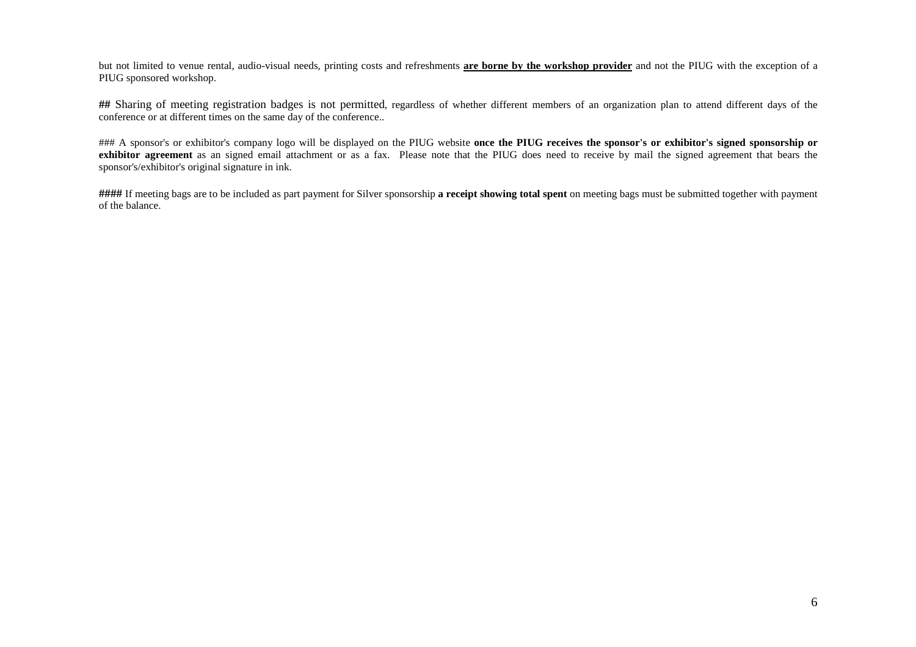but not limited to venue rental, audio-visual needs, printing costs and refreshments **are borne by the workshop provider** and not the PIUG with the exception of a PIUG sponsored workshop.

**##** Sharing of meeting registration badges is not permitted, regardless of whether different members of an organization plan to attend different days of the conference or at different times on the same day of the conference..

### A sponsor's or exhibitor's company logo will be displayed on the PIUG website **once the PIUG receives the sponsor's or exhibitor's signed sponsorship or exhibitor agreement** as an signed email attachment or as a fax. Please note that the PIUG does need to receive by mail the signed agreement that bears the sponsor's/exhibitor's original signature in ink.

**####** If meeting bags are to be included as part payment for Silver sponsorship **a receipt showing total spent** on meeting bags must be submitted together with payment of the balance.